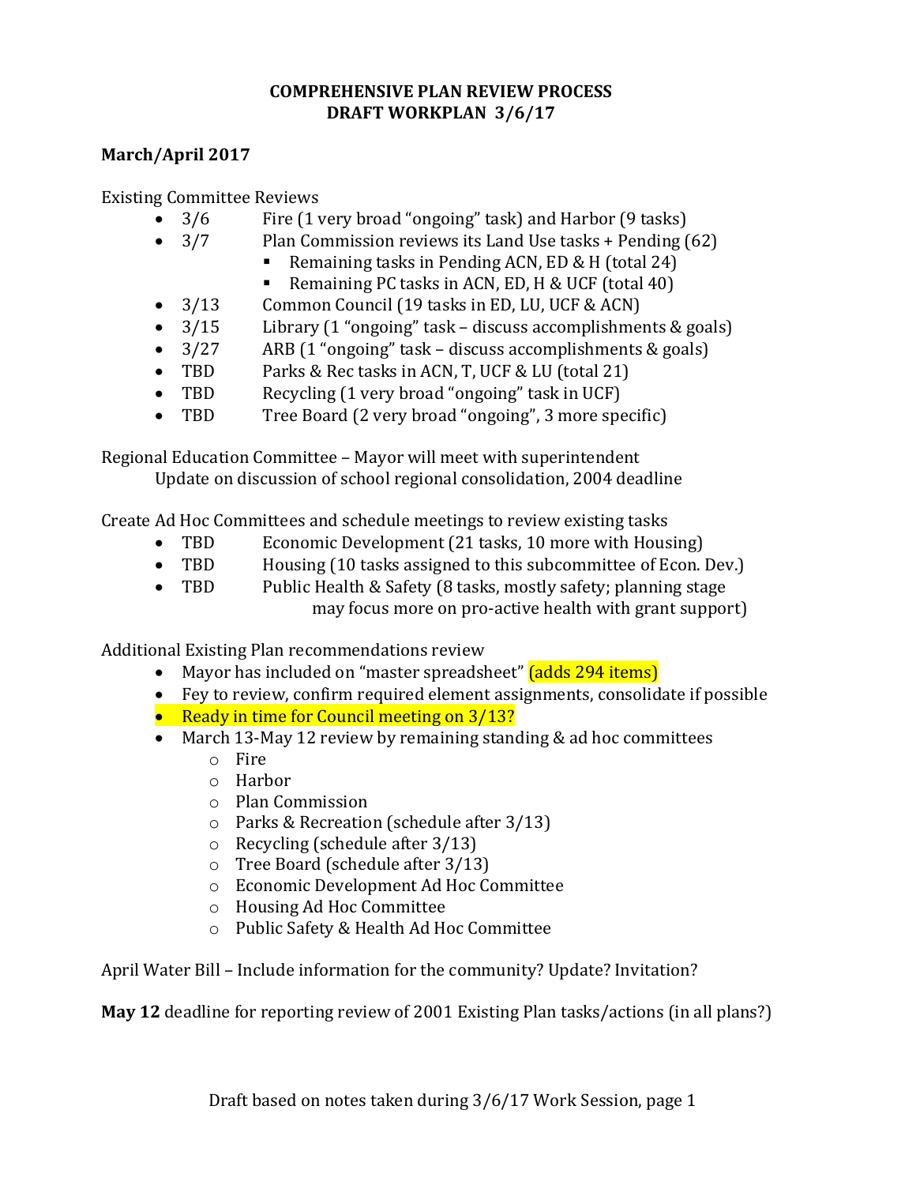# COMPREHENSIVE PLAN REVIEW PROCESS
## DRAFT WORKPLAN 3/6/17

**March/April 2017**

Existing Committee Reviews

- 3/6 Fire (1 very broad "ongoing" task) and Harbor (9 tasks)
- 3/7 Plan Commission reviews its Land Use tasks + Pending (62)
  - Remaining tasks in Pending ACN, ED & H (total 24)
  - Remaining PC tasks in ACN, ED, H & UCF (total 40)
- 3/13 Common Council (19 tasks in ED, LU, UCF & ACN)
- 3/15 Library (1 "ongoing" task – discuss accomplishments & goals)
- 3/27 ARB (1 "ongoing" task – discuss accomplishments & goals)
- TBD Parks & Rec tasks in ACN, T, UCF & LU (total 21)
- TBD Recycling (1 very broad "ongoing" task in UCF)
- TBD Tree Board (2 very broad "ongoing", 3 more specific)

Regional Education Committee – Mayor will meet with superintendent
Update on discussion of school regional consolidation, 2004 deadline

Create Ad Hoc Committees and schedule meetings to review existing tasks

- TBD Economic Development (21 tasks, 10 more with Housing)
- TBD Housing (10 tasks assigned to this subcommittee of Econ. Dev.)
- TBD Public Health & Safety (8 tasks, mostly safety; planning stage may focus more on pro-active health with grant support)

Additional Existing Plan recommendations review

- Mayor has included on "master spreadsheet" (adds 294 items)
- Fey to review, confirm required element assignments, consolidate if possible
- Ready in time for Council meeting on 3/13?
- March 13-May 12 review by remaining standing & ad hoc committees
  - Fire
  - Harbor
  - Plan Commission
  - Parks & Recreation (schedule after 3/13)
  - Recycling (schedule after 3/13)
  - Tree Board (schedule after 3/13)
  - Economic Development Ad Hoc Committee
  - Housing Ad Hoc Committee
  - Public Safety & Health Ad Hoc Committee

April Water Bill – Include information for the community? Update? Invitation?

**May 12** deadline for reporting review of 2001 Existing Plan tasks/actions (in all plans?)

Draft based on notes taken during 3/6/17 Work Session, page 1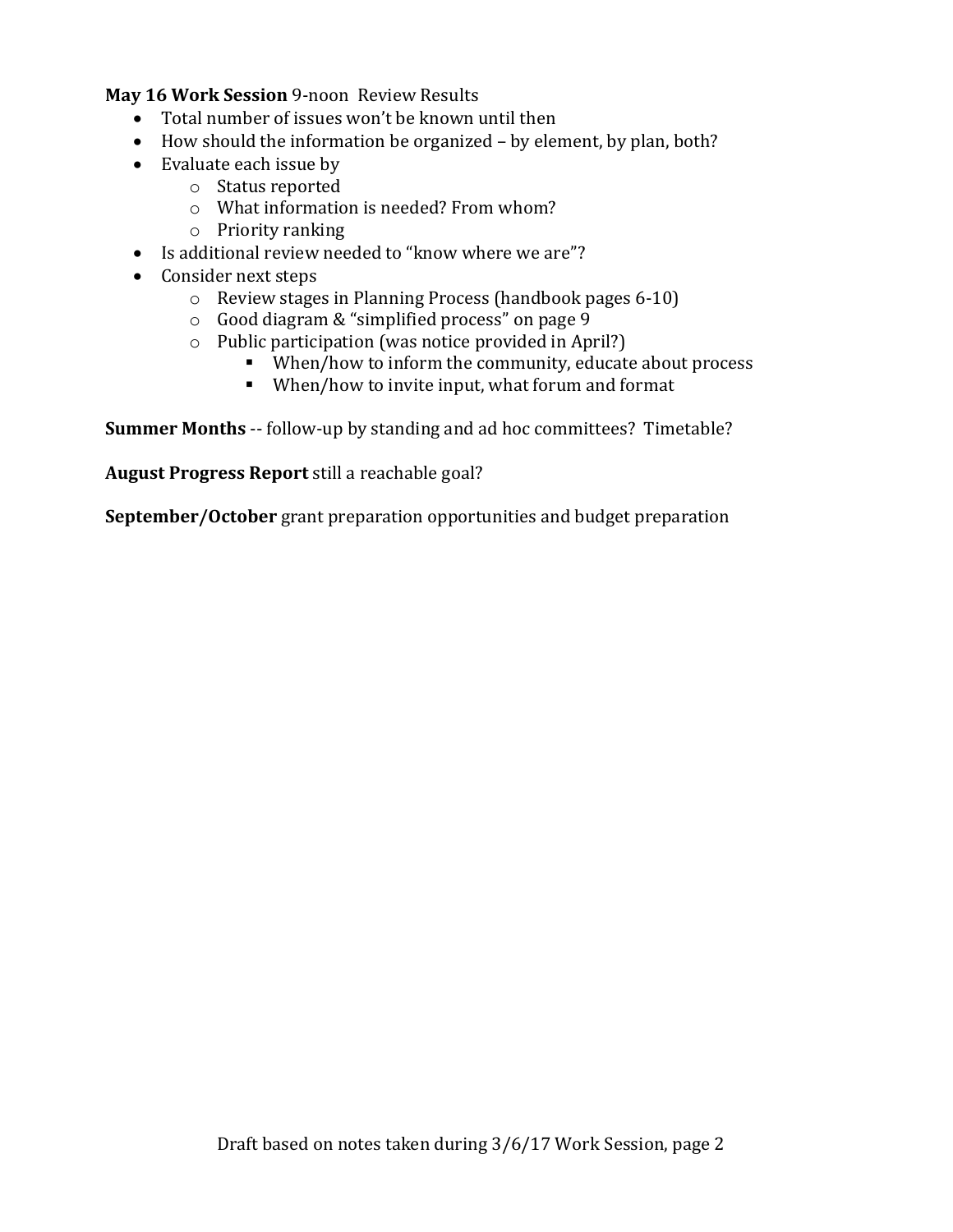**May 16 Work Session** 9-noon Review Results

- Total number of issues won't be known until then
- How should the information be organized – by element, by plan, both?
- Evaluate each issue by
  - Status reported
  - What information is needed? From whom?
  - Priority ranking
- Is additional review needed to "know where we are"?
- Consider next steps
  - Review stages in Planning Process (handbook pages 6-10)
  - Good diagram & "simplified process" on page 9
  - Public participation (was notice provided in April?)
    - When/how to inform the community, educate about process
    - When/how to invite input, what forum and format

**Summer Months** -- follow-up by standing and ad hoc committees? Timetable?

**August Progress Report** still a reachable goal?

**September/October** grant preparation opportunities and budget preparation